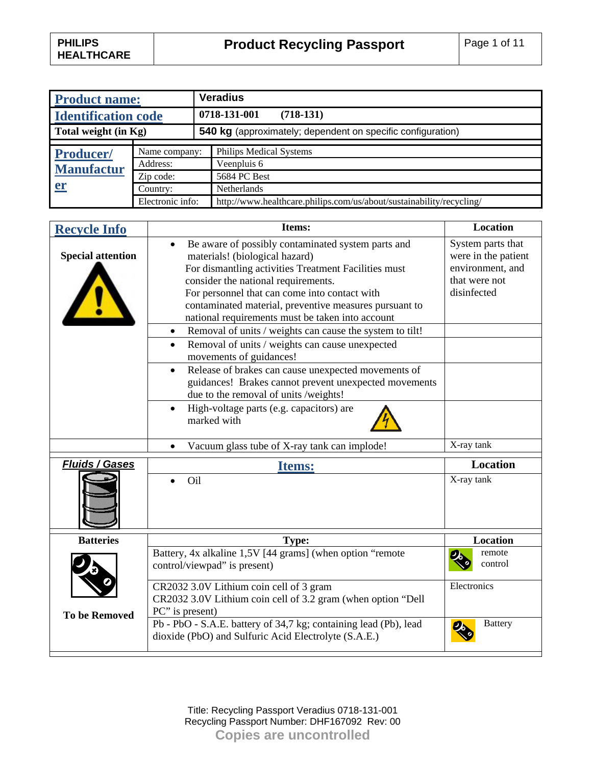| Product name: | Veradius |
|---|---|
| Identification code | 0718-131-001 (718-131) |
| Total weight (in Kg) | 540 kg (approximately; dependent on specific configuration) |

| Producer/ Manufacturer | | |
|---|---|---|
| | Name company: | Philips Medical Systems |
| | Address: | Veenpluis 6 |
| | Zip code: | 5684 PC Best |
| | Country: | Netherlands |
| | Electronic info: | http://www.healthcare.philips.com/us/about/sustainability/recycling/ |

| Recycle Info | Items: | Location |
|---|---|---|
| Special attention | • Be aware of possibly contaminated system parts and materials! (biological hazard) For dismantling activities Treatment Facilities must consider the national requirements. For personnel that can come into contact with contaminated material, preventive measures pursuant to national requirements must be taken into account | System parts that were in the patient environment, and that were not disinfected |
| | • Removal of units / weights can cause the system to tilt! | |
| | • Removal of units / weights can cause unexpected movements of guidances! | |
| | • Release of brakes can cause unexpected movements of guidances! Brakes cannot prevent unexpected movements due to the removal of units /weights! | |
| | • High-voltage parts (e.g. capacitors) are marked with | |
| | • Vacuum glass tube of X-ray tank can implode! | X-ray tank |

| Fluids / Gases | Items: | Location |
|---|---|---|
| | • Oil | X-ray tank |

| Batteries | Type: | Location |
|---|---|---|
| To be Removed | Battery, 4x alkaline 1,5V [44 grams] (when option "remote control/viewpad" is present) | remote control |
| | CR2032 3.0V Lithium coin cell of 3 gram<br>CR2032 3.0V Lithium coin cell of 3.2 gram (when option "Dell PC" is present) | Electronics |
| | Pb - PbO - S.A.E. battery of 34,7 kg; containing lead (Pb), lead dioxide (PbO) and Sulfuric Acid Electrolyte (S.A.E.) | Battery |

Title: Recycling Passport Veradius 0718-131-001
Recycling Passport Number: DHF167092 Rev: 00
Copies are uncontrolled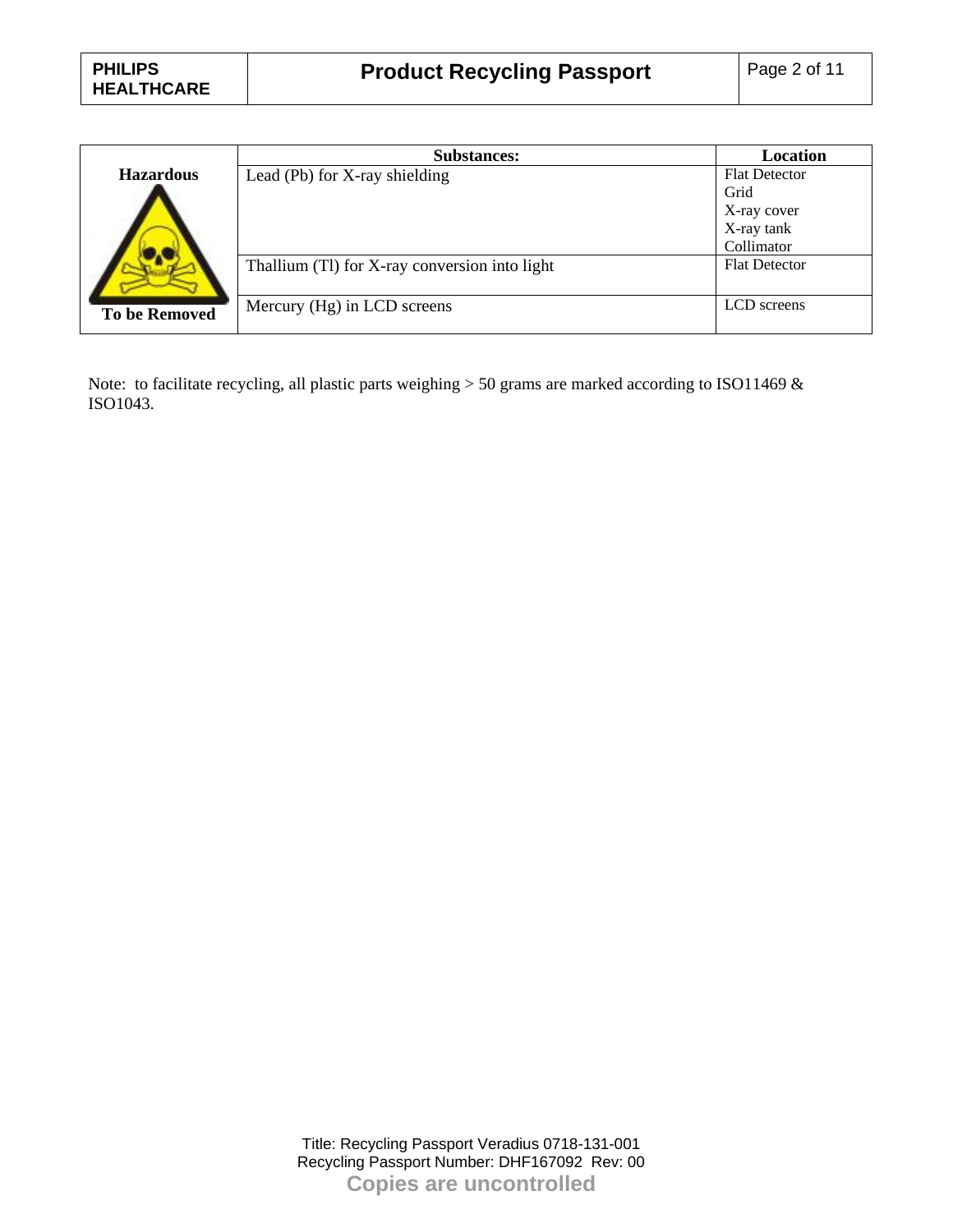| Hazardous / To be Removed | Substances: | Location |
|---|---|---|
| | Lead (Pb) for X-ray shielding | Flat Detector<br>Grid<br>X-ray cover<br>X-ray tank<br>Collimator |
| | Thallium (Tl) for X-ray conversion into light | Flat Detector |
| | Mercury (Hg) in LCD screens | LCD screens |

Note: to facilitate recycling, all plastic parts weighing > 50 grams are marked according to ISO11469 & ISO1043.

Title: Recycling Passport Veradius 0718-131-001
Recycling Passport Number: DHF167092 Rev: 00
**Copies are uncontrolled**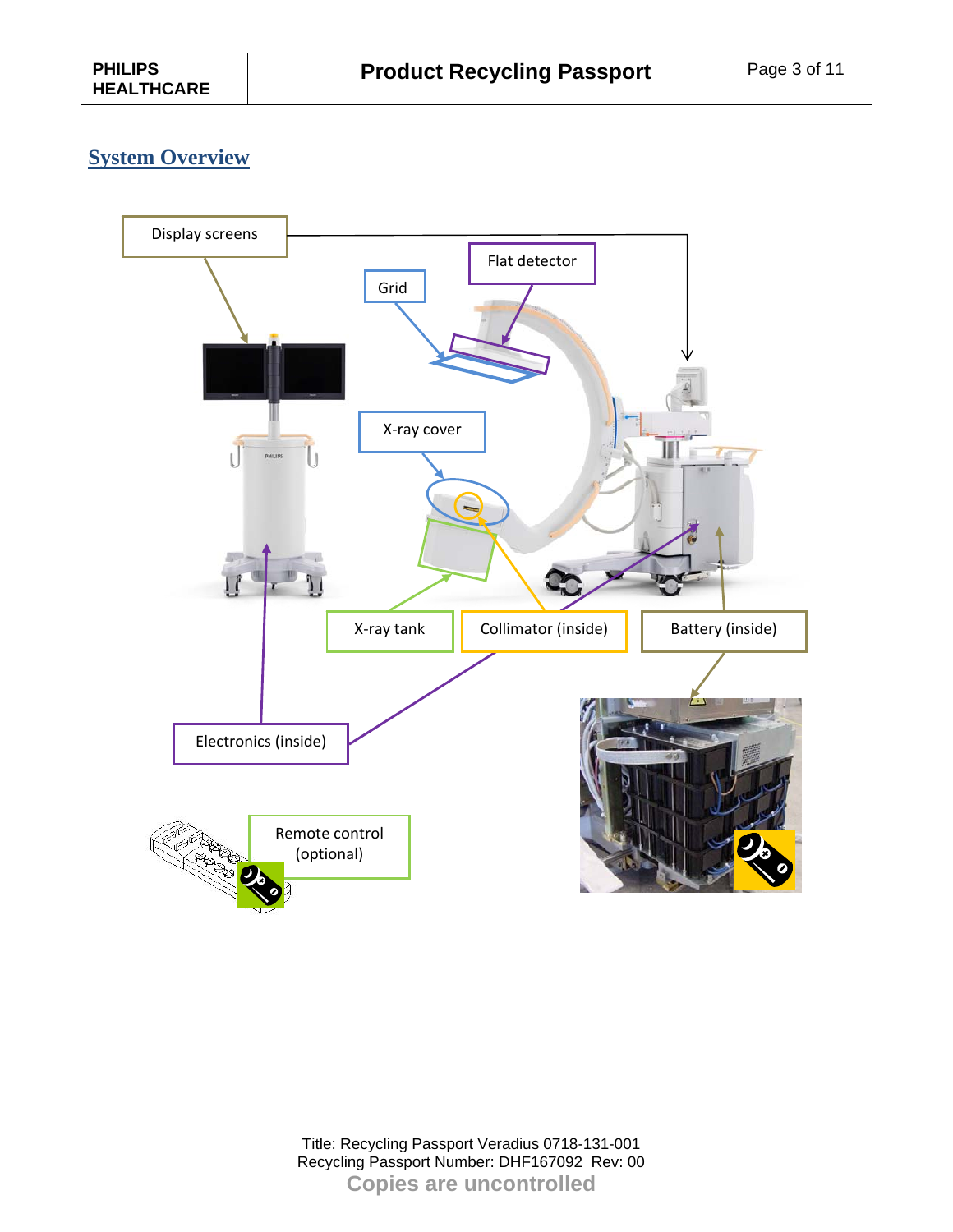## System Overview

Display screens

Flat detector

Grid

X-ray cover

X-ray tank

Collimator (inside)

Battery (inside)

Electronics (inside)

Remote control (optional)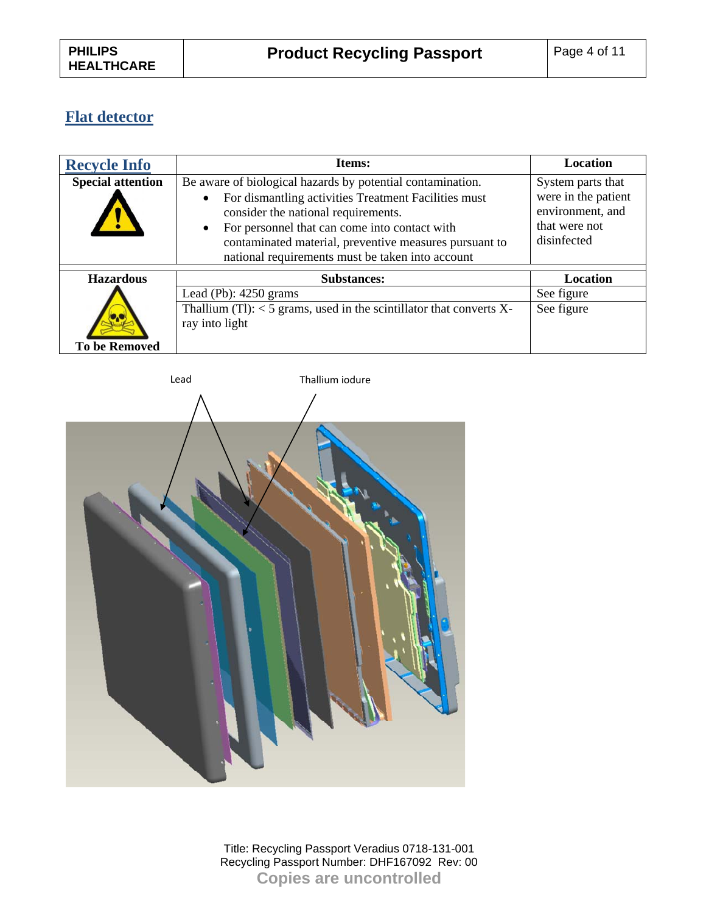## Flat detector

| Recycle Info | Items: | Location |
|---|---|---|
| **Special attention** | Be aware of biological hazards by potential contamination.<br>• For dismantling activities Treatment Facilities must consider the national requirements.<br>• For personnel that can come into contact with contaminated material, preventive measures pursuant to national requirements must be taken into account | System parts that were in the patient environment, and that were not disinfected |
| **Hazardous**<br><br>**To be Removed** | **Substances:** | **Location** |
| | Lead (Pb): 4250 grams | See figure |
| | Thallium (Tl): < 5 grams, used in the scintillator that converts X-ray into light | See figure |

Lead

Thallium iodure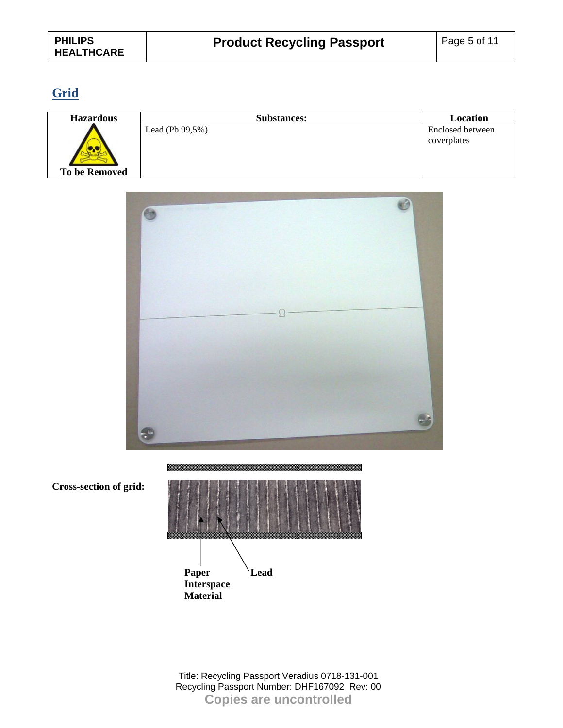## Grid

| Hazardous | Substances: | Location |
| --- | --- | --- |
| To be Removed | Lead (Pb 99,5%) | Enclosed between coverplates |

**Cross-section of grid:**

**Paper Interspace Material**

**Lead**

Title: Recycling Passport Veradius 0718-131-001
Recycling Passport Number: DHF167092 Rev: 00
**Copies are uncontrolled**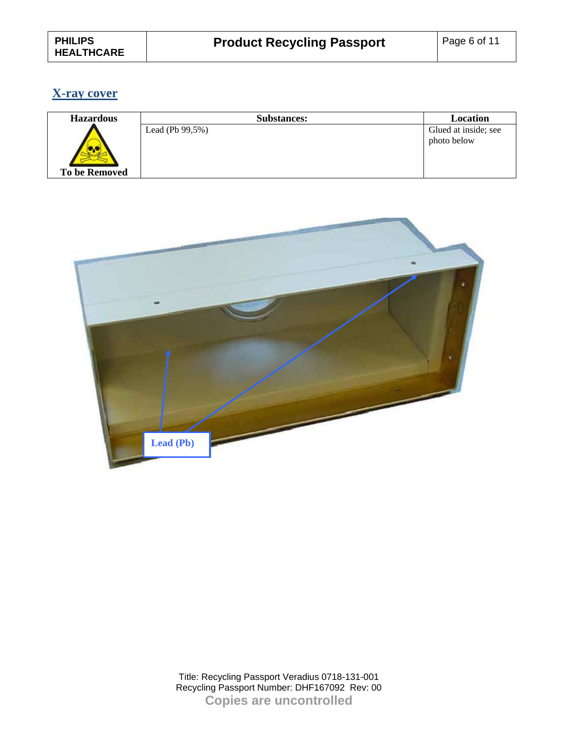## X-ray cover

| Hazardous | Substances: | Location |
|---|---|---|
| To be Removed | Lead (Pb 99,5%) | Glued at inside; see photo below |

Lead (Pb)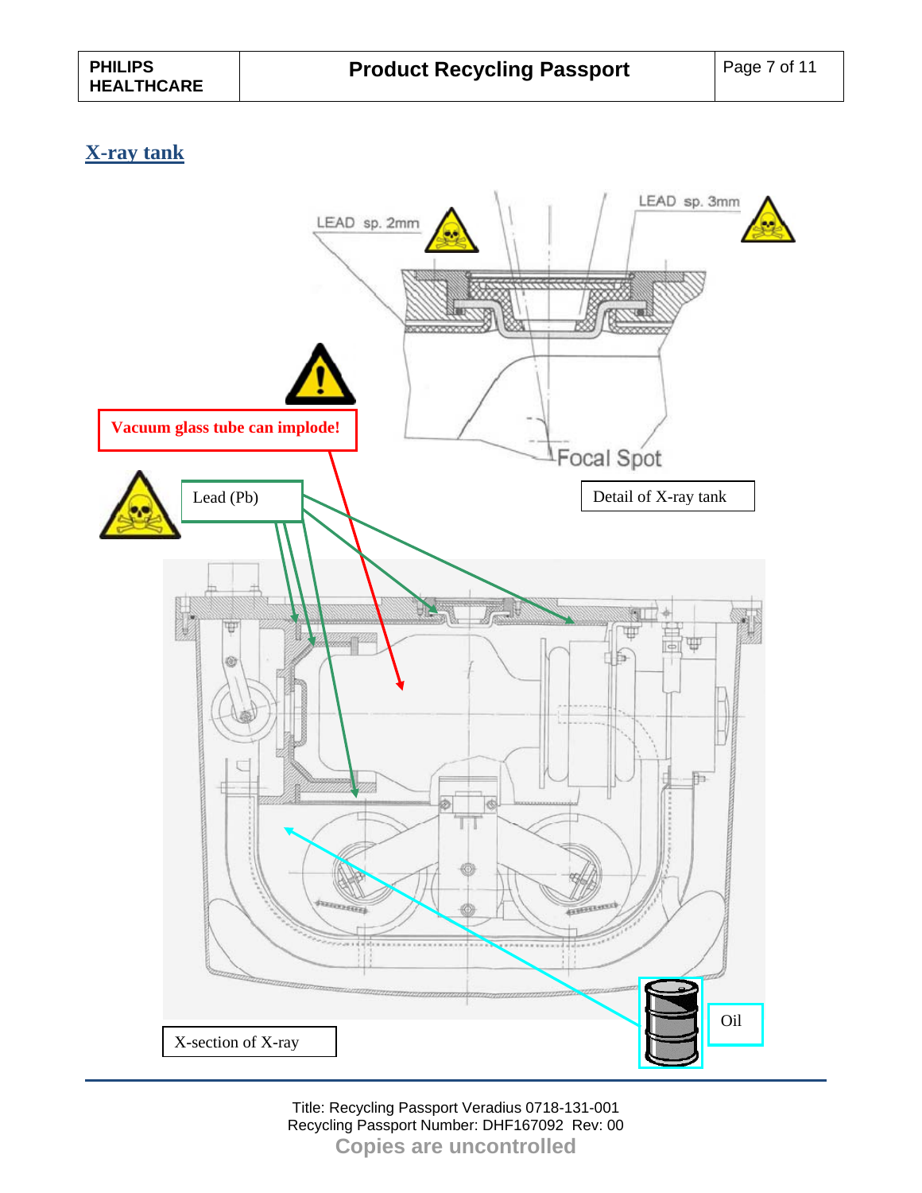## X-ray tank

LEAD sp. 2mm

LEAD sp. 3mm

Vacuum glass tube can implode!

Focal Spot

Lead (Pb)

Detail of X-ray tank

Oil

X-section of X-ray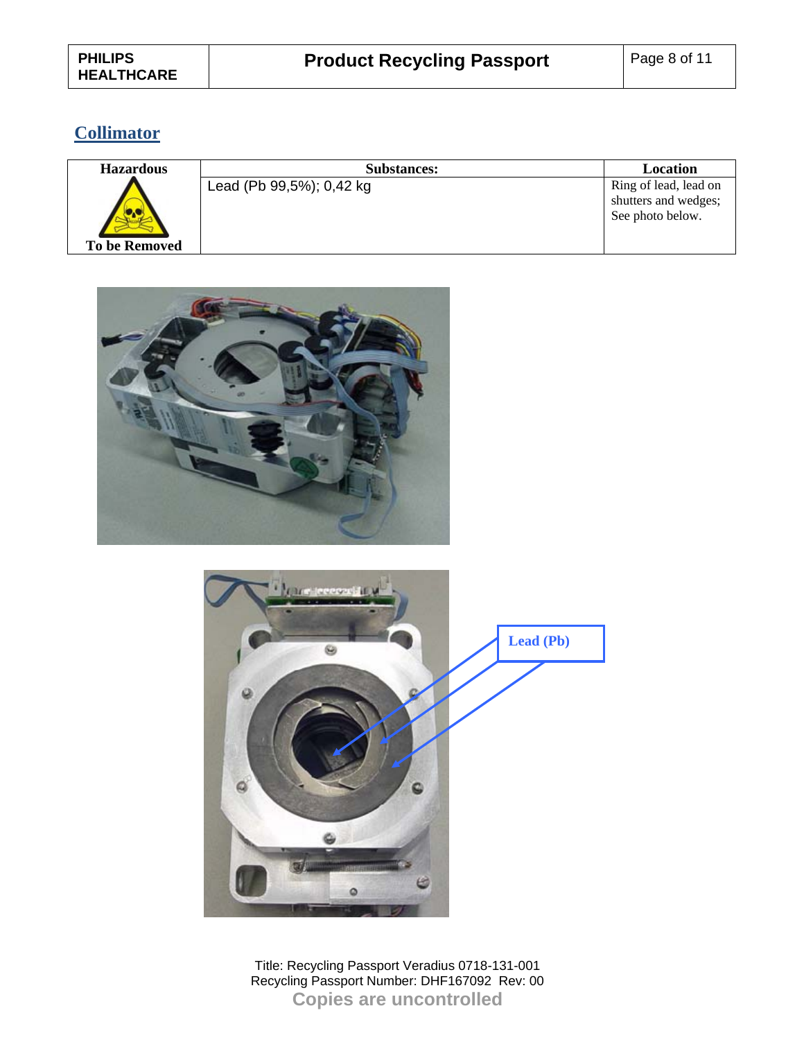## Collimator

| Hazardous | Substances: | Location |
|---|---|---|
| To be Removed | Lead (Pb 99,5%); 0,42 kg | Ring of lead, lead on shutters and wedges; See photo below. |

Lead (Pb)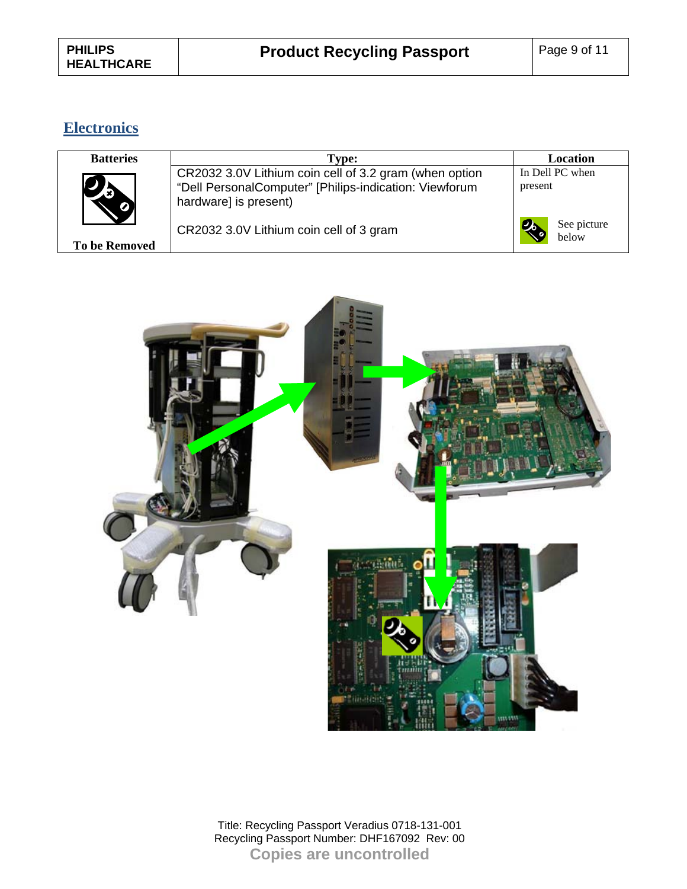## Electronics

| Batteries | Type: | Location |
|---|---|---|
| To be Removed | CR2032 3.0V Lithium coin cell of 3.2 gram (when option "Dell PersonalComputer" [Philips-indication: Viewforum hardware] is present) | In Dell PC when present |
| | CR2032 3.0V Lithium coin cell of 3 gram | See picture below |

Title: Recycling Passport Veradius 0718-131-001
Recycling Passport Number: DHF167092 Rev: 00
**Copies are uncontrolled**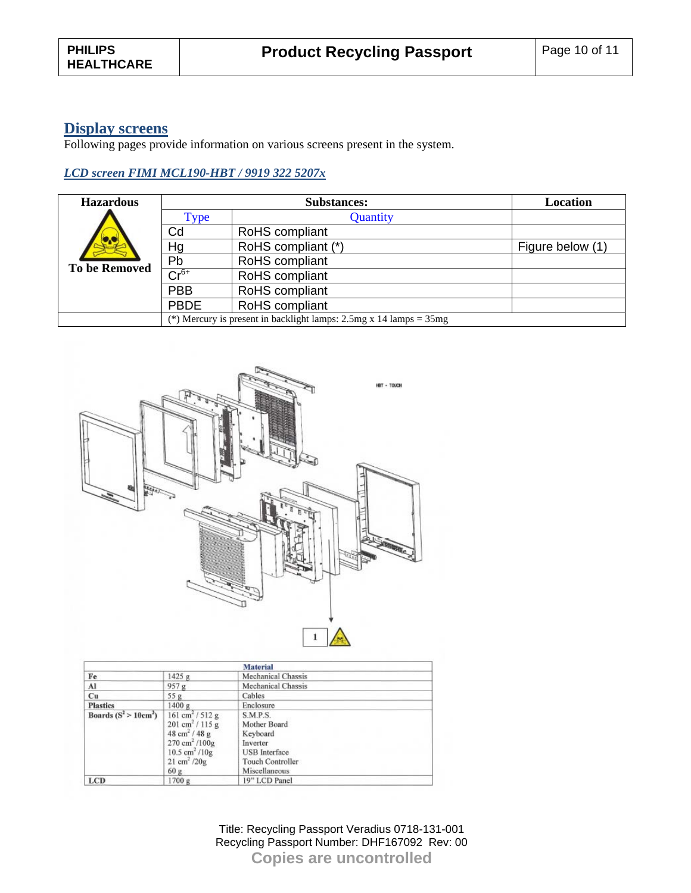## Display screens

Following pages provide information on various screens present in the system.

### *LCD screen FIMI MCL190-HBT / 9919 322 5207x*

| Hazardous | Substances: | | Location |
|---|---|---|---|
| | Type | Quantity | |
| To be Removed | Cd | RoHS compliant | |
| | Hg | RoHS compliant (*) | Figure below (1) |
| | Pb | RoHS compliant | |
| | $Cr^{6+}$ | RoHS compliant | |
| | PBB | RoHS compliant | |
| | PBDE | RoHS compliant | |
| | (*) Mercury is present in backlight lamps: 2.5mg x 14 lamps = 35mg | | |

HBT - TOUCH

1

| Material | | |
|---|---|---|
| Fe | 1425 g | Mechanical Chassis |
| Al | 957 g | Mechanical Chassis |
| Cu | 55 g | Cables |
| Plastics | 1400 g | Enclosure |
| Boards ($S^2$ > 10cm²) | 161 cm² / 512 g | S.M.P.S. |
| | 201 cm² / 115 g | Mother Board |
| | 48 cm² / 48 g | Keyboard |
| | 270 cm² /100g | Inverter |
| | 10.5 cm² /10g | USB Interface |
| | 21 cm² /20g | Touch Controller |
| | 60 g | Miscellaneous |
| LCD | 1700 g | 19" LCD Panel |

Title: Recycling Passport Veradius 0718-131-001
Recycling Passport Number: DHF167092 Rev: 00
Copies are uncontrolled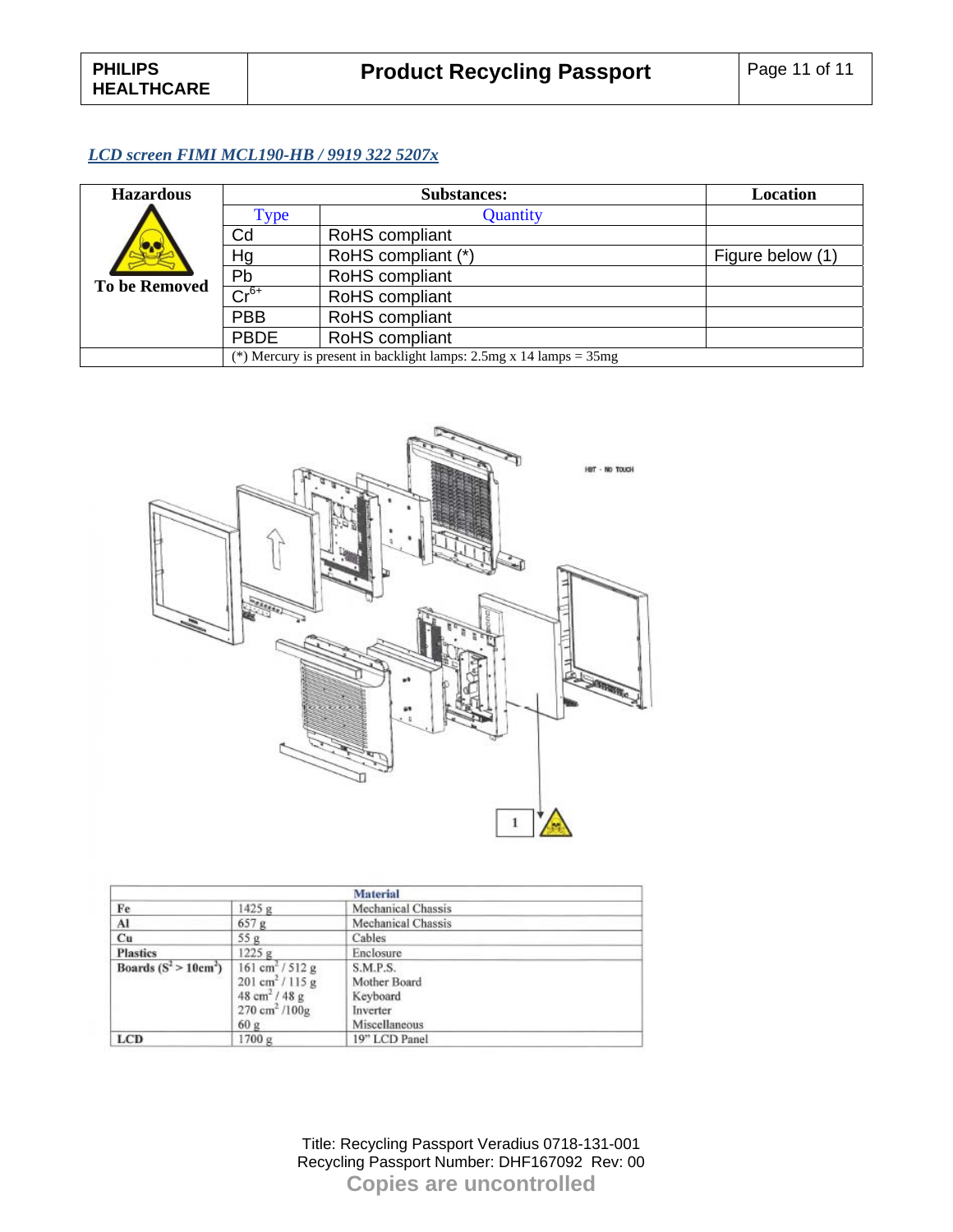*LCD screen FIMI MCL190-HB / 9919 322 5207x*

| Hazardous | Substances: | | Location |
|---|---|---|---|
| To be Removed | Type | Quantity | |
| | Cd | RoHS compliant | |
| | Hg | RoHS compliant (*) | Figure below (1) |
| | Pb | RoHS compliant | |
| | $Cr^{6+}$ | RoHS compliant | |
| | PBB | RoHS compliant | |
| | PBDE | RoHS compliant | |
| | (*) Mercury is present in backlight lamps: 2.5mg x 14 lamps = 35mg | | |

HOT - NO TOUCH

1

| | | Material |
|---|---|---|
| Fe | 1425 g | Mechanical Chassis |
| Al | 657 g | Mechanical Chassis |
| Cu | 55 g | Cables |
| Plastics | 1225 g | Enclosure |
| Boards ($S^2$ > $10cm^2$) | 161 $cm^2$ / 512 g<br>201 $cm^2$ / 115 g<br>48 $cm^2$ / 48 g<br>270 $cm^2$ /100g<br>60 g | S.M.P.S.<br>Mother Board<br>Keyboard<br>Inverter<br>Miscellaneous |
| LCD | 1700 g | 19" LCD Panel |

Title: Recycling Passport Veradius 0718-131-001
Recycling Passport Number: DHF167092 Rev: 00
Copies are uncontrolled